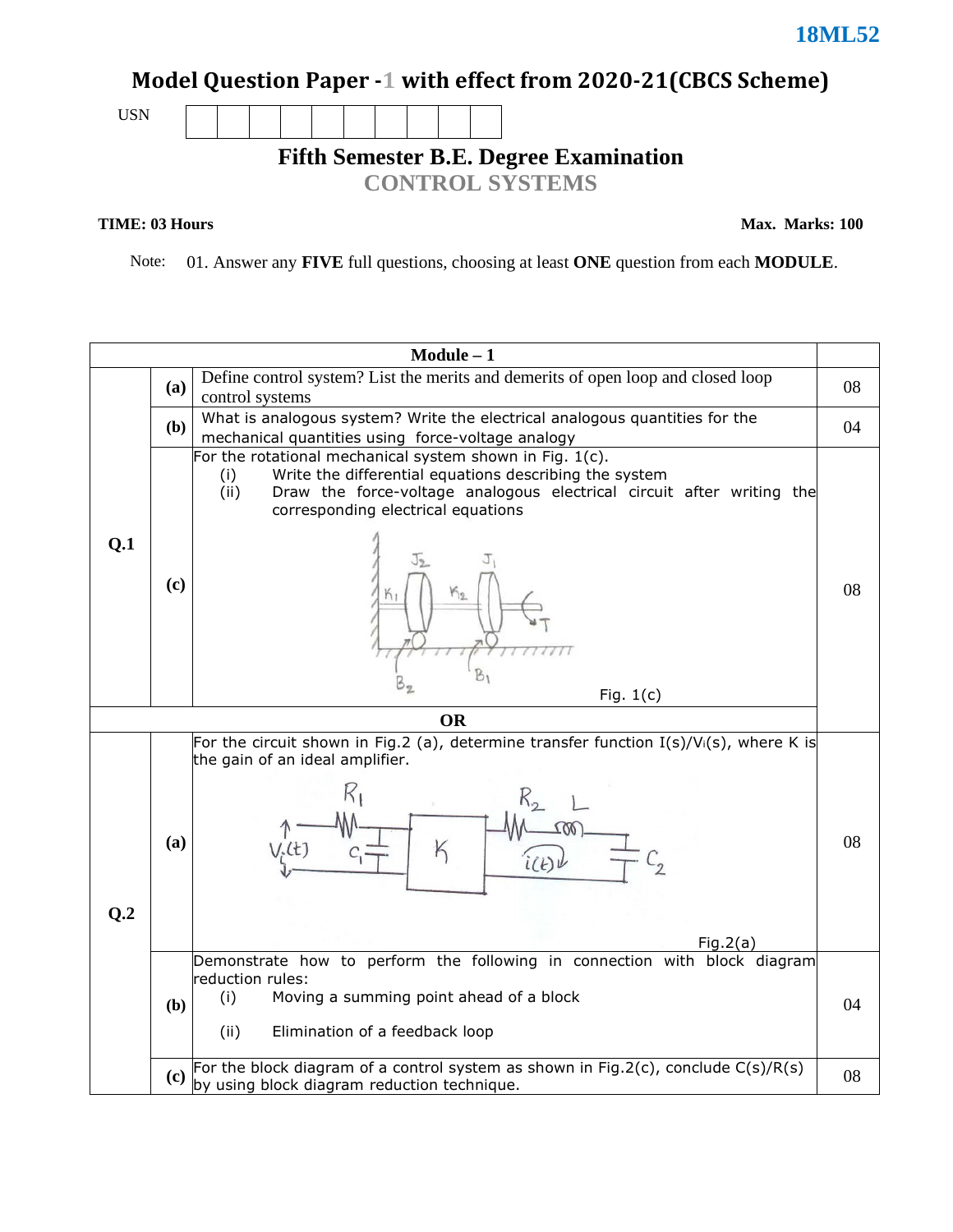18ML52

# Model Question Paper -1 with effect from 2020-21(CBCS Scheme)

USN

## Fifth Semester B.E. Degree Examination

## CONTROL SYSTEMS

**TIME: 03 Hours** **Max. Marks: 100**

Note: 01. Answer any **FIVE** full questions, choosing at least **ONE** question from each **MODULE**.

| | | **Module – 1** | |
|---|---|---|---|
| **Q.1** | **(a)** | Define control system? List the merits and demerits of open loop and closed loop control systems | 08 |
| | **(b)** | What is analogous system? Write the electrical analogous quantities for the mechanical quantities using force-voltage analogy | 04 |
| | **(c)** | For the rotational mechanical system shown in Fig. 1(c). (i) Write the differential equations describing the system (ii) Draw the force-voltage analogous electrical circuit after writing the corresponding electrical equations<br>Fig. 1(c) | 08 |
| | | **OR** | |
| **Q.2** | **(a)** | For the circuit shown in Fig.2 (a), determine transfer function $I(s)/V_i(s)$, where K is the gain of an ideal amplifier.<br>Fig.2(a) | 08 |
| | **(b)** | Demonstrate how to perform the following in connection with block diagram reduction rules: (i) Moving a summing point ahead of a block (ii) Elimination of a feedback loop | 04 |
| | **(c)** | For the block diagram of a control system as shown in Fig.2(c), conclude $C(s)/R(s)$ by using block diagram reduction technique. | 08 |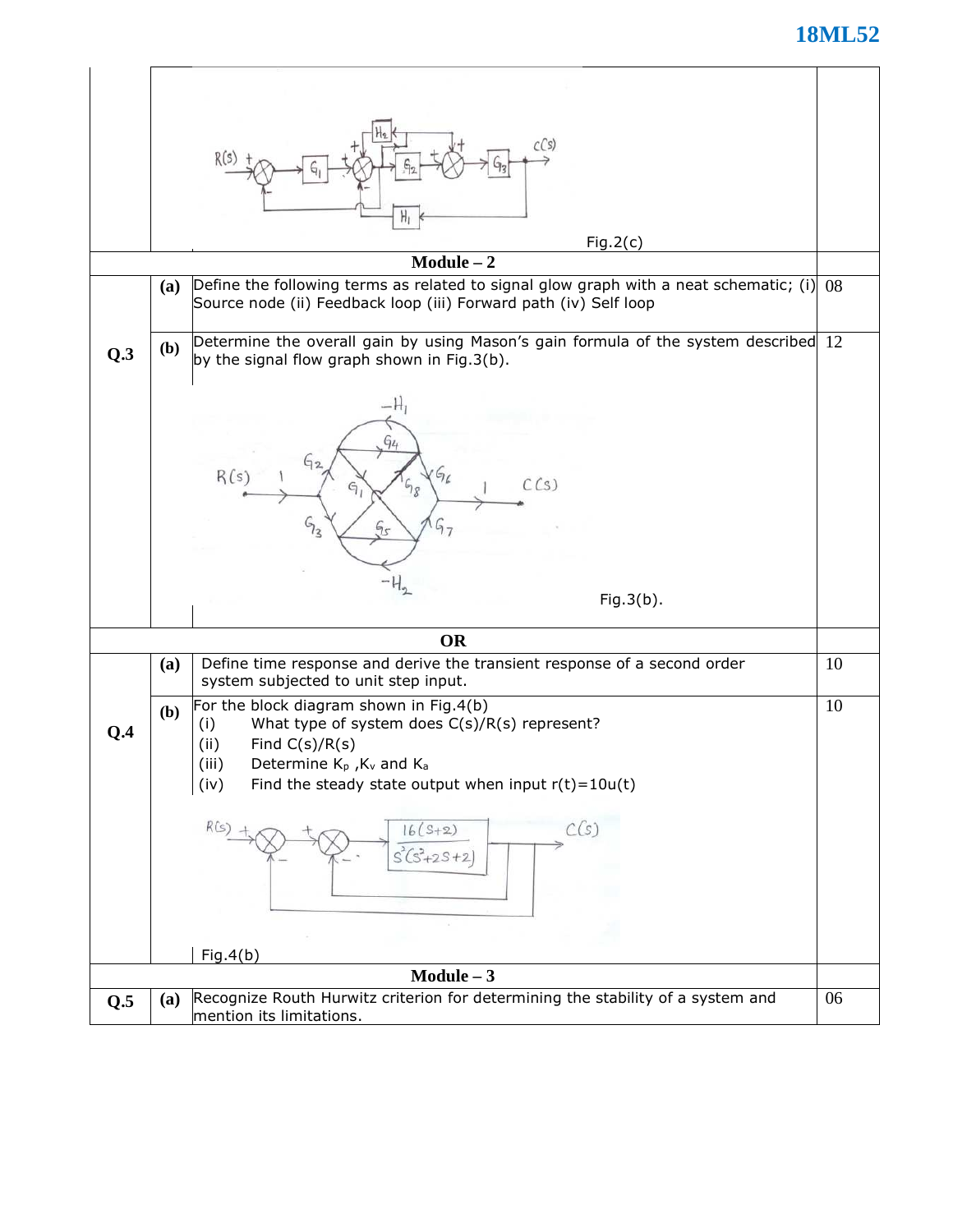Fig.2(c)

## Module – 2

| | | | Marks |
|---|---|---|---|
| Q.3 | (a) | Define the following terms as related to signal glow graph with a neat schematic; (i) Source node (ii) Feedback loop (iii) Forward path (iv) Self loop | 08 |
| | (b) | Determine the overall gain by using Mason's gain formula of the system described by the signal flow graph shown in Fig.3(b). | 12 |

Fig.3(b).

**OR**

| | | | Marks |
|---|---|---|---|
| Q.4 | (a) | Define time response and derive the transient response of a second order system subjected to unit step input. | 10 |
| | (b) | For the block diagram shown in Fig.4(b)<br>(i) What type of system does C(s)/R(s) represent?<br>(ii) Find C(s)/R(s)<br>(iii) Determine $K_p$, $K_v$ and $K_a$<br>(iv) Find the steady state output when input r(t)=10u(t) | 10 |

Fig.4(b)

## Module – 3

| | | | Marks |
|---|---|---|---|
| Q.5 | (a) | Recognize Routh Hurwitz criterion for determining the stability of a system and mention its limitations. | 06 |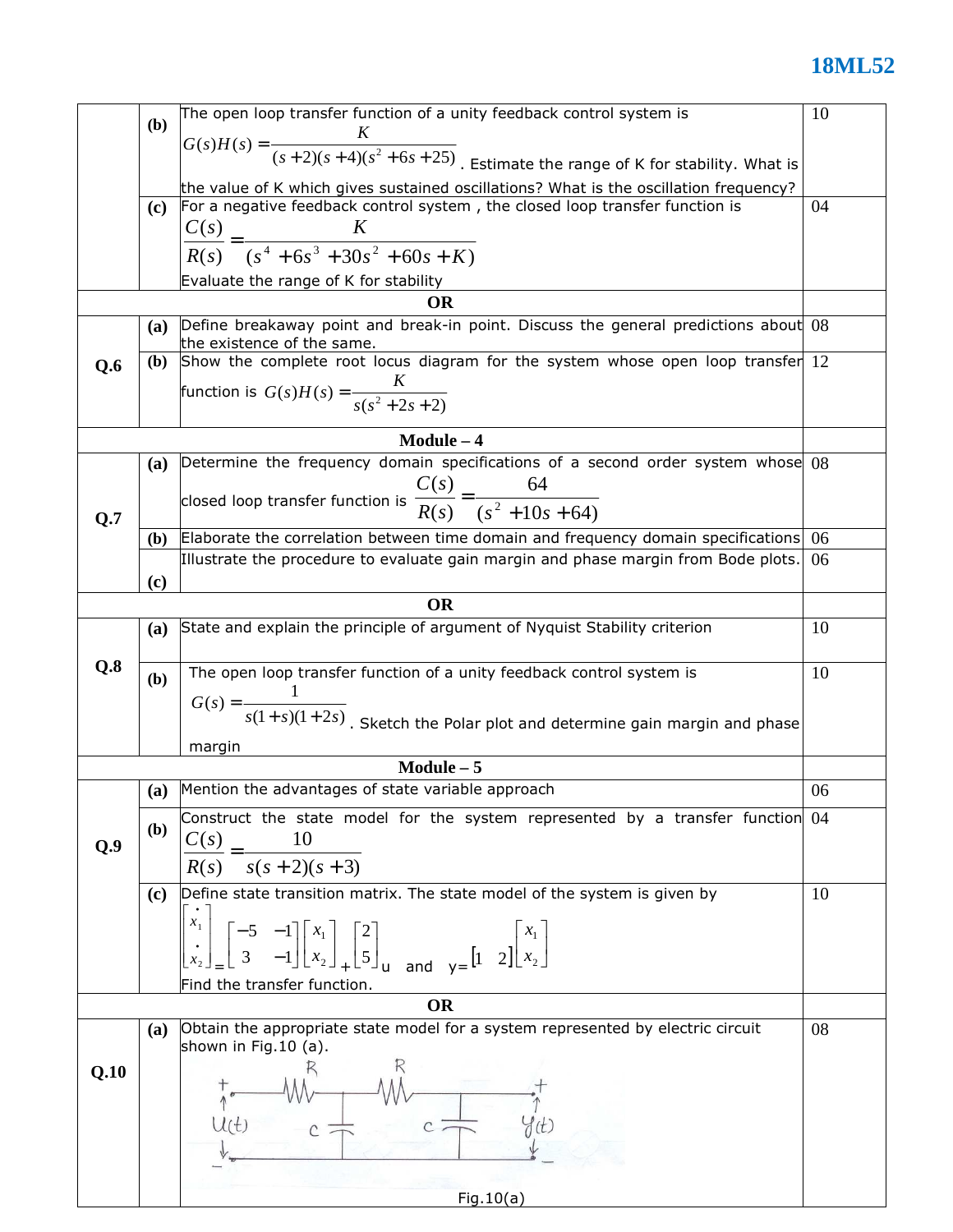| | | | |
|---|---|---|---|
| | **(b)** | The open loop transfer function of a unity feedback control system is $G(s)H(s) = \dfrac{K}{(s+2)(s+4)(s^2+6s+25)}$. Estimate the range of K for stability. What is the value of K which gives sustained oscillations? What is the oscillation frequency? | 10 |
| | **(c)** | For a negative feedback control system , the closed loop transfer function is $\dfrac{C(s)}{R(s)} = \dfrac{K}{(s^4+6s^3+30s^2+60s+K)}$ Evaluate the range of K for stability | 04 |
| **OR** | | | |
| **Q.6** | **(a)** | Define breakaway point and break-in point. Discuss the general predictions about the existence of the same. | 08 |
| | **(b)** | Show the complete root locus diagram for the system whose open loop transfer function is $G(s)H(s) = \dfrac{K}{s(s^2+2s+2)}$ | 12 |
| **Module – 4** | | | |
| **Q.7** | **(a)** | Determine the frequency domain specifications of a second order system whose closed loop transfer function is $\dfrac{C(s)}{R(s)} = \dfrac{64}{(s^2+10s+64)}$ | 08 |
| | **(b)** | Elaborate the correlation between time domain and frequency domain specifications | 06 |
| | **(c)** | Illustrate the procedure to evaluate gain margin and phase margin from Bode plots. | 06 |
| **OR** | | | |
| **Q.8** | **(a)** | State and explain the principle of argument of Nyquist Stability criterion | 10 |
| | **(b)** | The open loop transfer function of a unity feedback control system is $G(s) = \dfrac{1}{s(1+s)(1+2s)}$. Sketch the Polar plot and determine gain margin and phase margin | 10 |
| **Module – 5** | | | |
| **Q.9** | **(a)** | Mention the advantages of state variable approach | 06 |
| | **(b)** | Construct the state model for the system represented by a transfer function $\dfrac{C(s)}{R(s)} = \dfrac{10}{s(s+2)(s+3)}$ | 04 |
| | **(c)** | Define state transition matrix. The state model of the system is given by $\begin{bmatrix}\dot{x}_1 \\ \dot{x}_2\end{bmatrix} = \begin{bmatrix}-5 & -1 \\ 3 & -1\end{bmatrix}\begin{bmatrix}x_1 \\ x_2\end{bmatrix} + \begin{bmatrix}2 \\ 5\end{bmatrix}u$ and $y = \begin{bmatrix}1 & 2\end{bmatrix}\begin{bmatrix}x_1 \\ x_2\end{bmatrix}$ Find the transfer function. | 10 |
| **OR** | | | |
| **Q.10** | **(a)** | Obtain the appropriate state model for a system represented by electric circuit shown in Fig.10 (a). Fig.10(a) | 08 |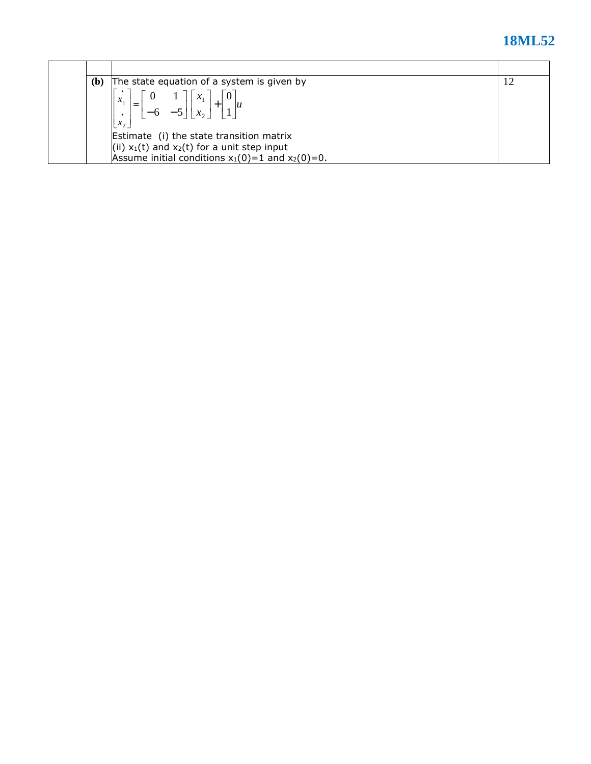| | | | |
|---|---|---|---|
| | **(b)** | The state equation of a system is given by $$\begin{bmatrix} \dot{x}_1 \\ \dot{x}_2 \end{bmatrix} = \begin{bmatrix} 0 & 1 \\ -6 & -5 \end{bmatrix} \begin{bmatrix} x_1 \\ x_2 \end{bmatrix} + \begin{bmatrix} 0 \\ 1 \end{bmatrix} u$$ Estimate (i) the state transition matrix (ii) $x_1(t)$ and $x_2(t)$ for a unit step input Assume initial conditions $x_1(0)=1$ and $x_2(0)=0$. | 12 |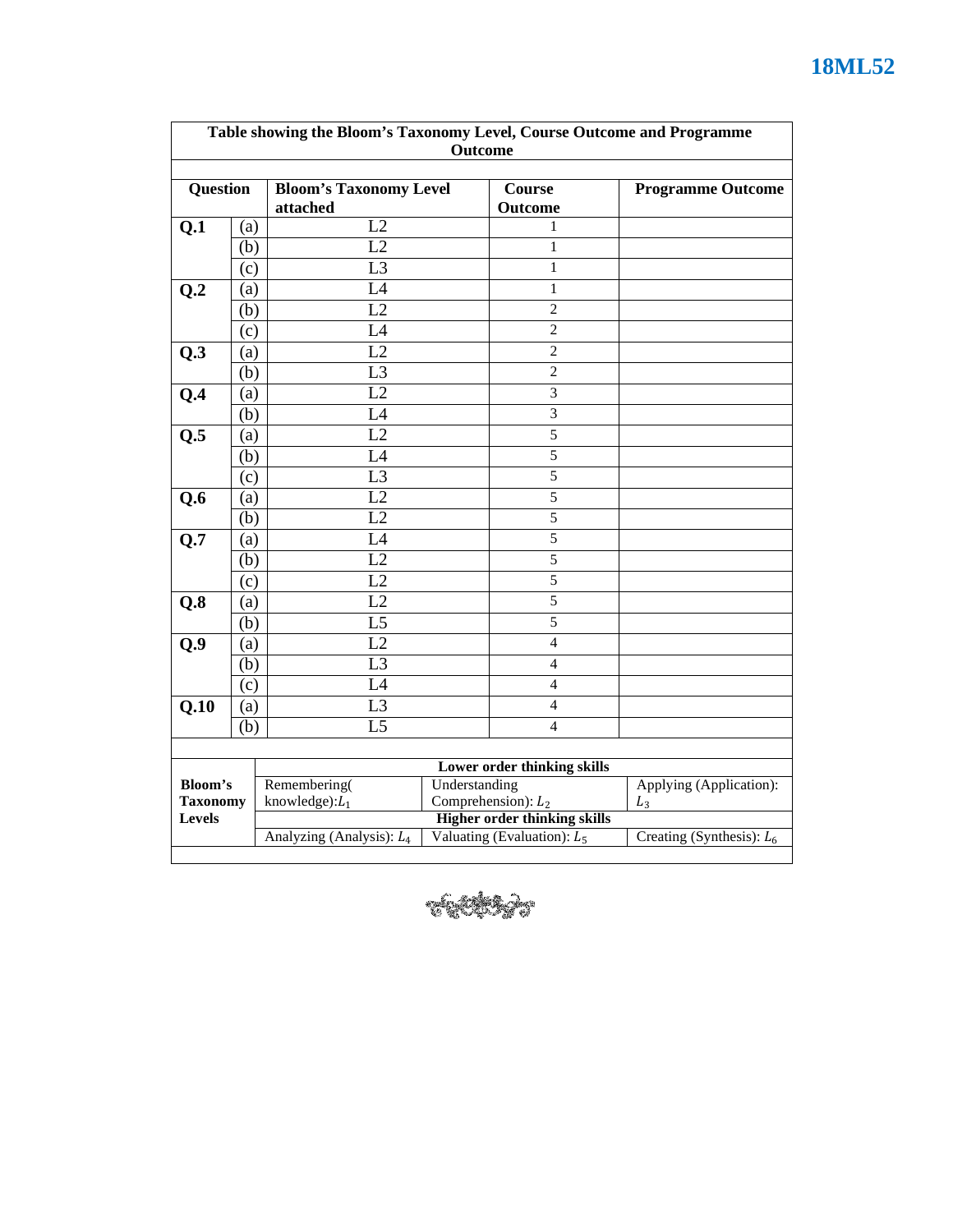**18ML52**

| Table showing the Bloom's Taxonomy Level, Course Outcome and Programme Outcome | | | | |
|---|---|---|---|---|
| **Question** | | **Bloom's Taxonomy Level attached** | **Course Outcome** | **Programme Outcome** |
| **Q.1** | (a) | L2 | 1 | |
| | (b) | L2 | 1 | |
| | (c) | L3 | 1 | |
| **Q.2** | (a) | L4 | 1 | |
| | (b) | L2 | 2 | |
| | (c) | L4 | 2 | |
| **Q.3** | (a) | L2 | 2 | |
| | (b) | L3 | 2 | |
| **Q.4** | (a) | L2 | 3 | |
| | (b) | L4 | 3 | |
| **Q.5** | (a) | L2 | 5 | |
| | (b) | L4 | 5 | |
| | (c) | L3 | 5 | |
| **Q.6** | (a) | L2 | 5 | |
| | (b) | L2 | 5 | |
| **Q.7** | (a) | L4 | 5 | |
| | (b) | L2 | 5 | |
| | (c) | L2 | 5 | |
| **Q.8** | (a) | L2 | 5 | |
| | (b) | L5 | 5 | |
| **Q.9** | (a) | L2 | 4 | |
| | (b) | L3 | 4 | |
| | (c) | L4 | 4 | |
| **Q.10** | (a) | L3 | 4 | |
| | (b) | L5 | 4 | |

| **Bloom's Taxonomy Levels** | **Lower order thinking skills** | | |
|---|---|---|---|
| | Remembering( knowledge): $L_1$ | Understanding Comprehension): $L_2$ | Applying (Application): $L_3$ |
| | **Higher order thinking skills** | | |
| | Analyzing (Analysis): $L_4$ | Valuating (Evaluation): $L_5$ | Creating (Synthesis): $L_6$ |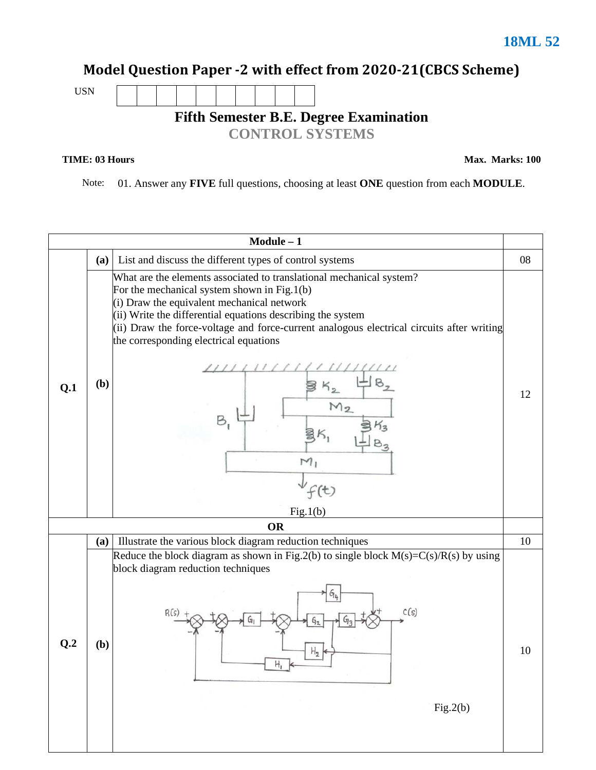**18ML 52**

# Model Question Paper -2 with effect from 2020-21(CBCS Scheme)

USN | | | | | | | | | | |

## Fifth Semester B.E. Degree Examination

### CONTROL SYSTEMS

**TIME: 03 Hours** **Max. Marks: 100**

Note: 01. Answer any **FIVE** full questions, choosing at least **ONE** question from each **MODULE**.

| Module – 1 | | | |
|---|---|---|---|
| **Q.1** | **(a)** | List and discuss the different types of control systems | 08 |
| | **(b)** | What are the elements associated to translational mechanical system? For the mechanical system shown in Fig.1(b) (i) Draw the equivalent mechanical network (ii) Write the differential equations describing the system (ii) Draw the force-voltage and force-current analogous electrical circuits after writing the corresponding electrical equations<br><br>Fig.1(b) | 12 |
| **OR** | | | |
| **Q.2** | **(a)** | Illustrate the various block diagram reduction techniques | 10 |
| | **(b)** | Reduce the block diagram as shown in Fig.2(b) to single block M(s)=C(s)/R(s) by using block diagram reduction techniques<br><br>Fig.2(b) | 10 |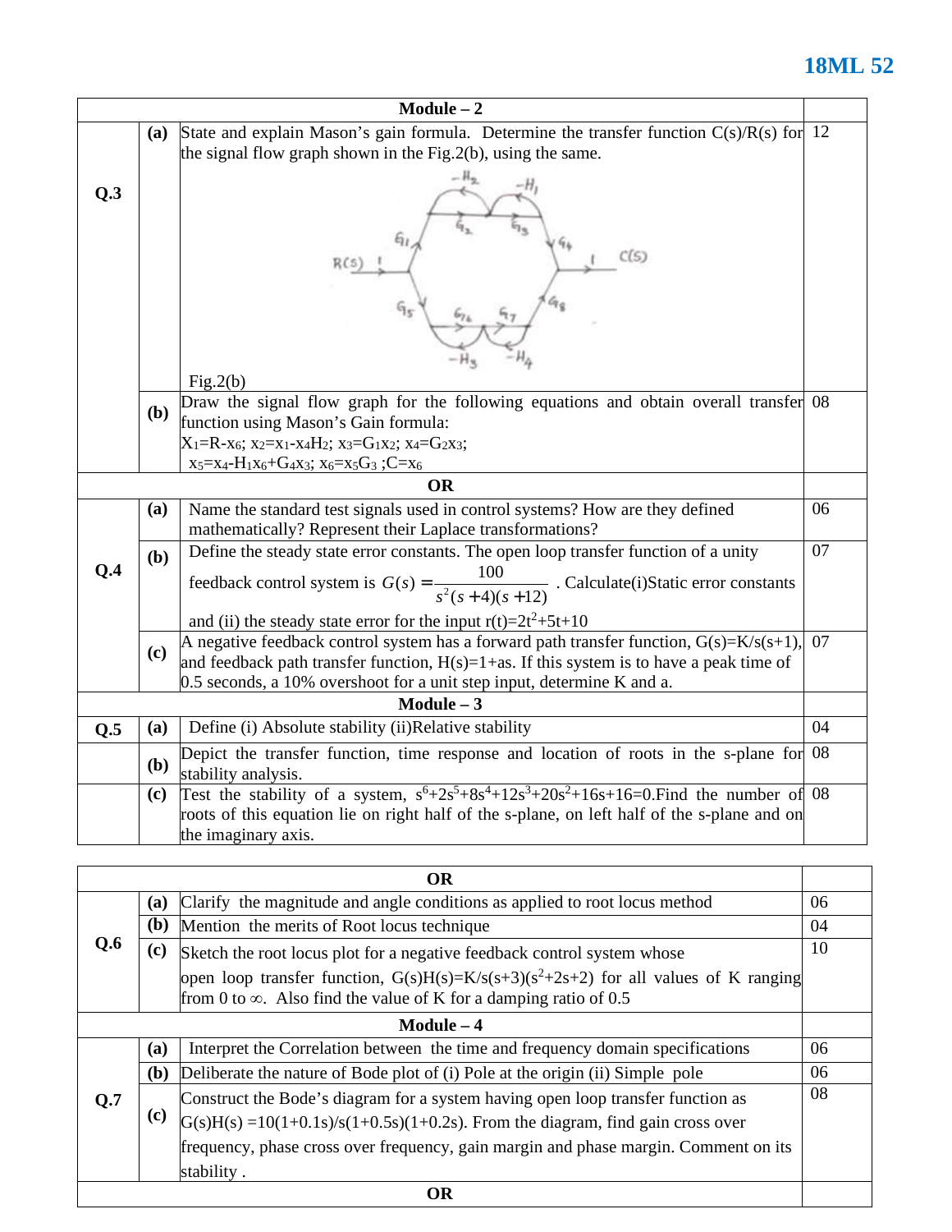**18ML 52**

| | | **Module – 2** | |
|---|---|---|---|
| **Q.3** | **(a)** | State and explain Mason's gain formula. Determine the transfer function C(s)/R(s) for the signal flow graph shown in the Fig.2(b), using the same. <br><br> Fig.2(b) | 12 |
| | **(b)** | Draw the signal flow graph for the following equations and obtain overall transfer function using Mason's Gain formula: <br> $X_1=R-x_6$; $x_2=x_1-x_4H_2$; $x_3=G_1x_2$; $x_4=G_2x_3$; <br> $x_5=x_4-H_1x_6+G_4x_3$; $x_6=x_5G_3$ ;$C=x_6$ | 08 |
| | | **OR** | |
| **Q.4** | **(a)** | Name the standard test signals used in control systems? How are they defined mathematically? Represent their Laplace transformations? | 06 |
| | **(b)** | Define the steady state error constants. The open loop transfer function of a unity feedback control system is $G(s)=\dfrac{100}{s^2(s+4)(s+12)}$. Calculate(i)Static error constants and (ii) the steady state error for the input $r(t)=2t^2+5t+10$ | 07 |
| | **(c)** | A negative feedback control system has a forward path transfer function, $G(s)=K/s(s+1)$, and feedback path transfer function, $H(s)=1+as$. If this system is to have a peak time of 0.5 seconds, a 10% overshoot for a unit step input, determine K and a. | 07 |
| | | **Module – 3** | |
| **Q.5** | **(a)** | Define (i) Absolute stability (ii)Relative stability | 04 |
| | **(b)** | Depict the transfer function, time response and location of roots in the s-plane for stability analysis. | 08 |
| | **(c)** | Test the stability of a system, $s^6+2s^5+8s^4+12s^3+20s^2+16s+16=0$.Find the number of roots of this equation lie on right half of the s-plane, on left half of the s-plane and on the imaginary axis. | 08 |

| | | **OR** | |
|---|---|---|---|
| **Q.6** | **(a)** | Clarify the magnitude and angle conditions as applied to root locus method | 06 |
| | **(b)** | Mention the merits of Root locus technique | 04 |
| | **(c)** | Sketch the root locus plot for a negative feedback control system whose open loop transfer function, $G(s)H(s)=K/s(s+3)(s^2+2s+2)$ for all values of K ranging from 0 to $\infty$. Also find the value of K for a damping ratio of 0.5 | 10 |
| | | **Module – 4** | |
| **Q.7** | **(a)** | Interpret the Correlation between the time and frequency domain specifications | 06 |
| | **(b)** | Deliberate the nature of Bode plot of (i) Pole at the origin (ii) Simple pole | 06 |
| | **(c)** | Construct the Bode's diagram for a system having open loop transfer function as $G(s)H(s) =10(1+0.1s)/s(1+0.5s)(1+0.2s)$. From the diagram, find gain cross over frequency, phase cross over frequency, gain margin and phase margin. Comment on its stability . | 08 |
| | | **OR** | |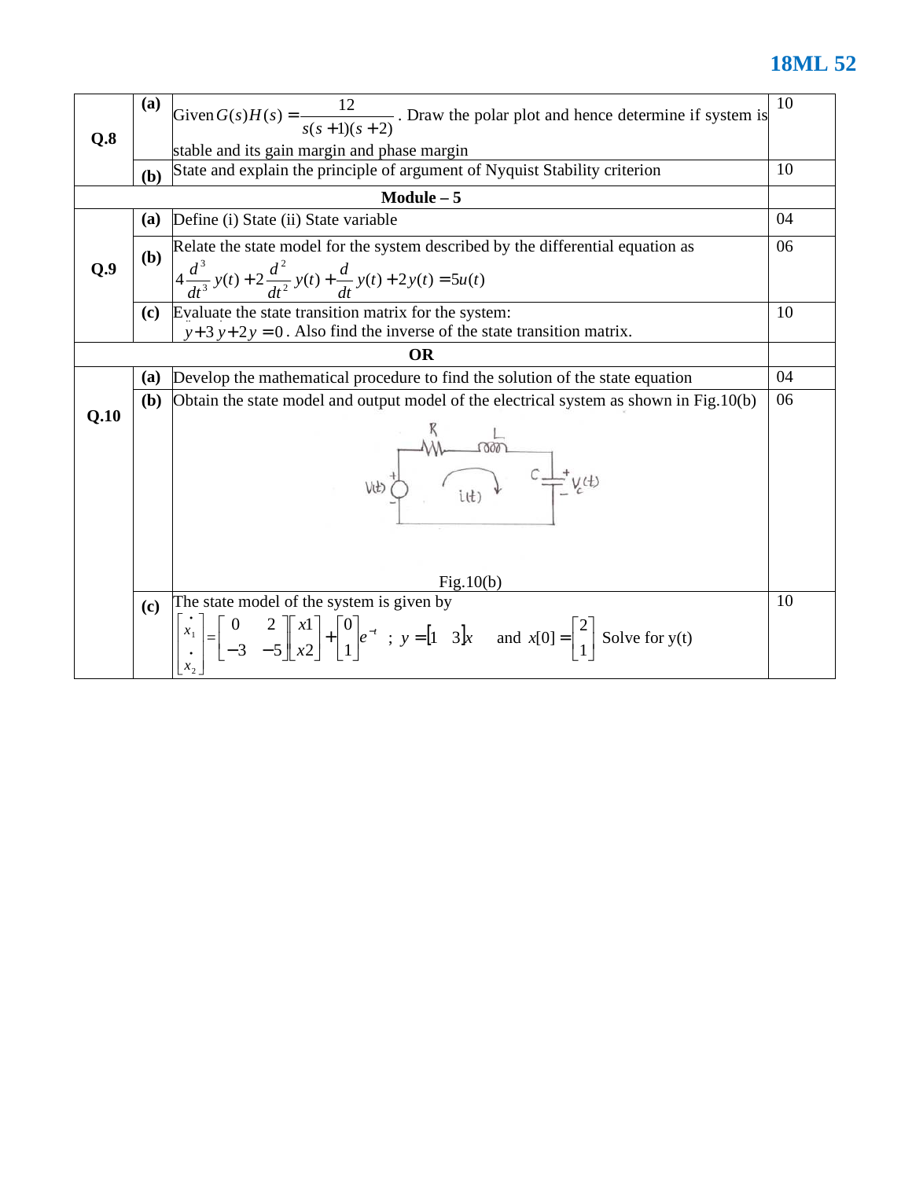| | | | |
|---|---|---|---|
| **Q.8** | **(a)** | Given $G(s)H(s) = \dfrac{12}{s(s+1)(s+2)}$. Draw the polar plot and hence determine if system is stable and its gain margin and phase margin | 10 |
| | **(b)** | State and explain the principle of argument of Nyquist Stability criterion | 10 |
| **Module – 5** | | | |
| **Q.9** | **(a)** | Define (i) State (ii) State variable | 04 |
| | **(b)** | Relate the state model for the system described by the differential equation as $4\dfrac{d^3}{dt^3}y(t) + 2\dfrac{d^2}{dt^2}y(t) + \dfrac{d}{dt}y(t) + 2y(t) = 5u(t)$ | 06 |
| | **(c)** | Evaluate the state transition matrix for the system: $\ddot{y} + 3\dot{y} + 2y = 0$. Also find the inverse of the state transition matrix. | 10 |
| **OR** | | | |
| **Q.10** | **(a)** | Develop the mathematical procedure to find the solution of the state equation | 04 |
| | **(b)** | Obtain the state model and output model of the electrical system as shown in Fig.10(b) <br> Fig.10(b) | 06 |
| | **(c)** | The state model of the system is given by $\begin{bmatrix} \dot{x}_1 \\ \dot{x}_2 \end{bmatrix} = \begin{bmatrix} 0 & 2 \\ -3 & -5 \end{bmatrix}\begin{bmatrix} x1 \\ x2 \end{bmatrix} + \begin{bmatrix} 0 \\ 1 \end{bmatrix} e^{-t}$ ; $y = [1 \quad 3]x$ and $x[0] = \begin{bmatrix} 2 \\ 1 \end{bmatrix}$ Solve for y(t) | 10 |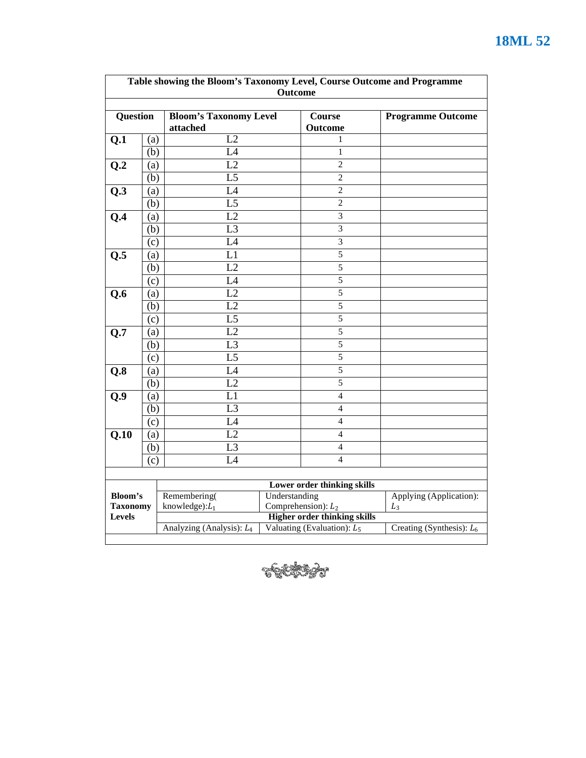**Table showing the Bloom's Taxonomy Level, Course Outcome and Programme Outcome**

| Question | | Bloom's Taxonomy Level attached | Course Outcome | Programme Outcome |
|---|---|---|---|---|
| **Q.1** | (a) | L2 | 1 | |
| | (b) | L4 | 1 | |
| **Q.2** | (a) | L2 | 2 | |
| | (b) | L5 | 2 | |
| **Q.3** | (a) | L4 | 2 | |
| | (b) | L5 | 2 | |
| **Q.4** | (a) | L2 | 3 | |
| | (b) | L3 | 3 | |
| | (c) | L4 | 3 | |
| **Q.5** | (a) | L1 | 5 | |
| | (b) | L2 | 5 | |
| | (c) | L4 | 5 | |
| **Q.6** | (a) | L2 | 5 | |
| | (b) | L2 | 5 | |
| | (c) | L5 | 5 | |
| **Q.7** | (a) | L2 | 5 | |
| | (b) | L3 | 5 | |
| | (c) | L5 | 5 | |
| **Q.8** | (a) | L4 | 5 | |
| | (b) | L2 | 5 | |
| **Q.9** | (a) | L1 | 4 | |
| | (b) | L3 | 4 | |
| | (c) | L4 | 4 | |
| **Q.10** | (a) | L2 | 4 | |
| | (b) | L3 | 4 | |
| | (c) | L4 | 4 | |

| | | | |
|---|---|---|---|
| **Bloom's Taxonomy Levels** | **Lower order thinking skills** | | |
| | Remembering( knowledge):$L_1$ | Understanding Comprehension): $L_2$ | Applying (Application): $L_3$ |
| | **Higher order thinking skills** | | |
| | Analyzing (Analysis): $L_4$ | Valuating (Evaluation): $L_5$ | Creating (Synthesis): $L_6$ |